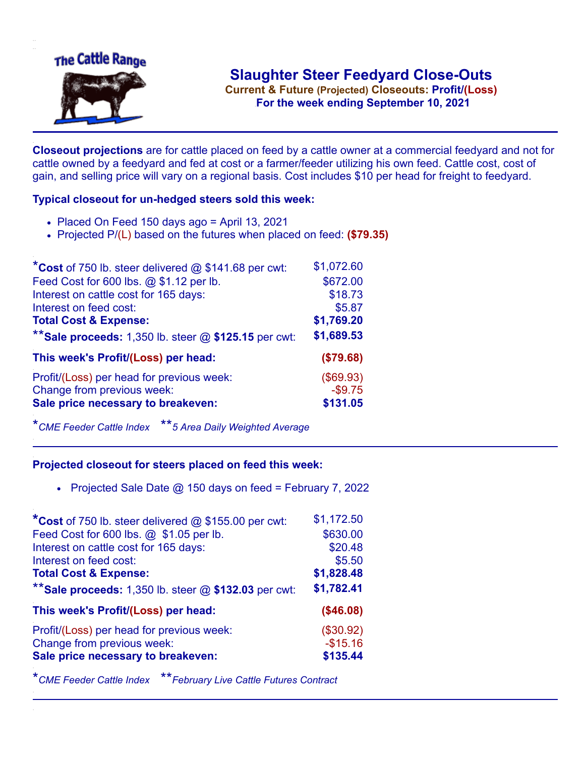The Cattle Range

# Slaughter Steer Feedyard Close-Outs

**Current & Future (Projected) Closeouts: Profit/(Loss)**

**For the week ending September 10, 2021**

**Closeout projections** are for cattle placed on feed by a cattle owner at a commercial feedyard and not for cattle owned by a feedyard and fed at cost or a farmer/feeder utilizing his own feed. Cattle cost, cost of gain, and selling price will vary on a regional basis. Cost includes $10 per head for freight to feedyard.

### Typical closeout for un-hedged steers sold this week:

- Placed On Feed 150 days ago = April 13, 2021
- Projected P/(L) based on the futures when placed on feed: **($79.35)**

| | |
|---|---|
| ***Cost** of 750 lb. steer delivered @ $141.68 per cwt: | $1,072.60 |
| Feed Cost for 600 lbs. @ $1.12 per lb. | $672.00 |
| Interest on cattle cost for 165 days: | $18.73 |
| Interest on feed cost: | $5.87 |
| **Total Cost & Expense:** | **$1,769.20** |
| ****Sale proceeds:** 1,350 lb. steer @ **$125.15** per cwt: | **$1,689.53** |
| **This week's Profit/(Loss) per head:** | **($79.68)** |
| Profit/(Loss) per head for previous week: | ($69.93) |
| Change from previous week: | -$9.75 |
| **Sale price necessary to breakeven:** | **$131.05** |

**\*CME Feeder Cattle Index** ***\*\*5 Area Daily Weighted Average***

### Projected closeout for steers placed on feed this week:

- Projected Sale Date @ 150 days on feed = February 7, 2022

| | |
|---|---|
| ***Cost** of 750 lb. steer delivered @ $155.00 per cwt: | $1,172.50 |
| Feed Cost for 600 lbs. @ $1.05 per lb. | $630.00 |
| Interest on cattle cost for 165 days: | $20.48 |
| Interest on feed cost: | $5.50 |
| **Total Cost & Expense:** | **$1,828.48** |
| ****Sale proceeds:** 1,350 lb. steer @ **$132.03** per cwt: | **$1,782.41** |
| **This week's Profit/(Loss) per head:** | **($46.08)** |
| Profit/(Loss) per head for previous week: | ($30.92) |
| Change from previous week: | -$15.16 |
| **Sale price necessary to breakeven:** | **$135.44** |

*\*CME Feeder Cattle Index* *\*\*February Live Cattle Futures Contract*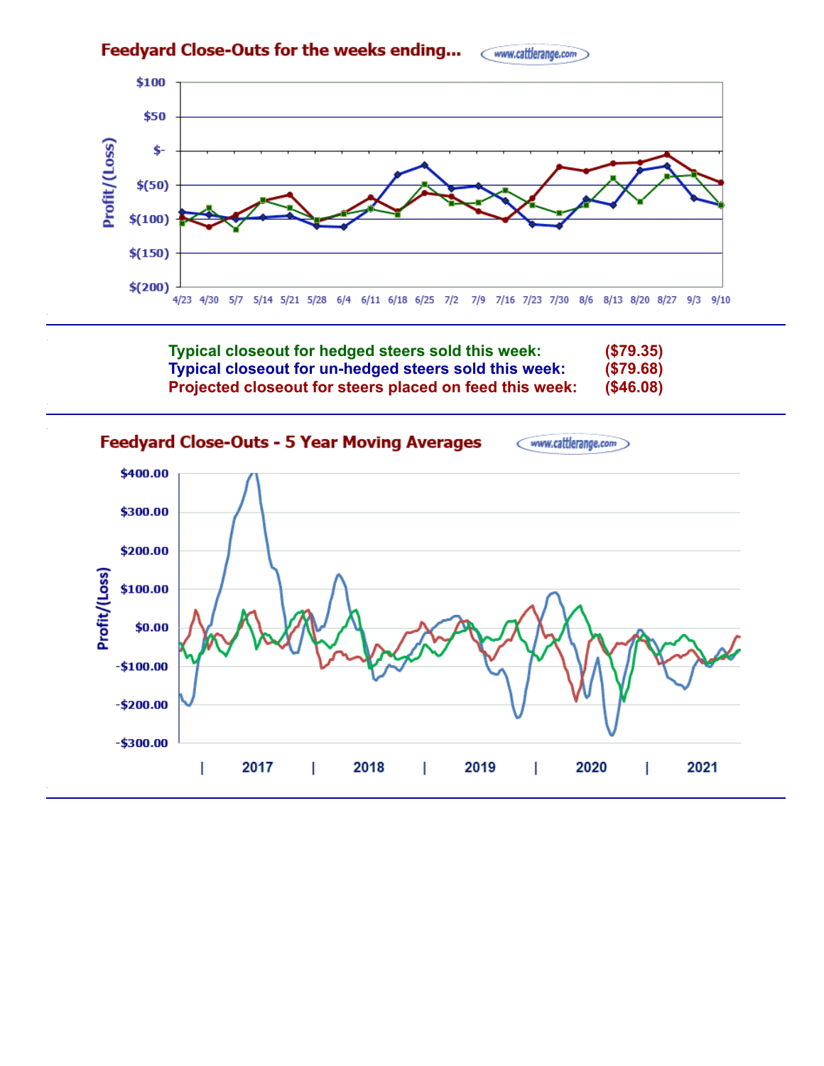## Feedyard Close-Outs for the weeks ending...

www.cattlerange.com

Profit/(Loss)

$100
$50
$-
$(50)
$(100)
$(150)
$(200)

4/23 4/30 5/7 5/14 5/21 5/28 6/4 6/11 6/18 6/25 7/2 7/9 7/16 7/23 7/30 8/6 8/13 8/20 8/27 9/3 9/10

---

**Typical closeout for hedged steers sold this week:** **($79.35)**
**Typical closeout for un-hedged steers sold this week:** **($79.68)**
**Projected closeout for steers placed on feed this week:** **($46.08)**

---

## Feedyard Close-Outs - 5 Year Moving Averages

www.cattlerange.com

Profit/(Loss)

$400.00
$300.00
$200.00
$100.00
$0.00
-$100.00
-$200.00
-$300.00

| 2017 | 2018 | 2019 | 2020 | 2021